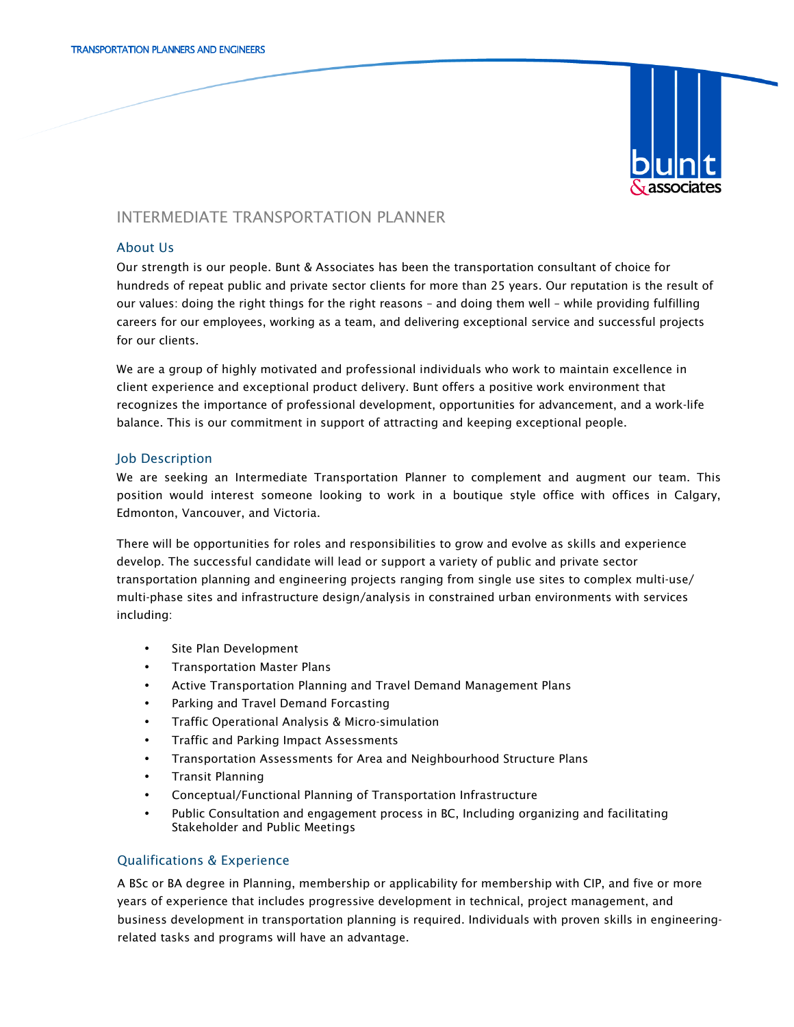TRANSPORTATION PLANNERS AND ENGINEERS

# INTERMEDIATE TRANSPORTATION PLANNER

## About Us

Our strength is our people. Bunt & Associates has been the transportation consultant of choice for hundreds of repeat public and private sector clients for more than 25 years. Our reputation is the result of our values: doing the right things for the right reasons – and doing them well – while providing fulfilling careers for our employees, working as a team, and delivering exceptional service and successful projects for our clients.

We are a group of highly motivated and professional individuals who work to maintain excellence in client experience and exceptional product delivery. Bunt offers a positive work environment that recognizes the importance of professional development, opportunities for advancement, and a work-life balance. This is our commitment in support of attracting and keeping exceptional people.

## Job Description

We are seeking an Intermediate Transportation Planner to complement and augment our team. This position would interest someone looking to work in a boutique style office with offices in Calgary, Edmonton, Vancouver, and Victoria.

There will be opportunities for roles and responsibilities to grow and evolve as skills and experience develop. The successful candidate will lead or support a variety of public and private sector transportation planning and engineering projects ranging from single use sites to complex multi-use/ multi-phase sites and infrastructure design/analysis in constrained urban environments with services including:

- Site Plan Development
- Transportation Master Plans
- Active Transportation Planning and Travel Demand Management Plans
- Parking and Travel Demand Forcasting
- Traffic Operational Analysis & Micro-simulation
- Traffic and Parking Impact Assessments
- Transportation Assessments for Area and Neighbourhood Structure Plans
- Transit Planning
- Conceptual/Functional Planning of Transportation Infrastructure
- Public Consultation and engagement process in BC, Including organizing and facilitating Stakeholder and Public Meetings

## Qualifications & Experience

A BSc or BA degree in Planning, membership or applicability for membership with CIP, and five or more years of experience that includes progressive development in technical, project management, and business development in transportation planning is required. Individuals with proven skills in engineering-related tasks and programs will have an advantage.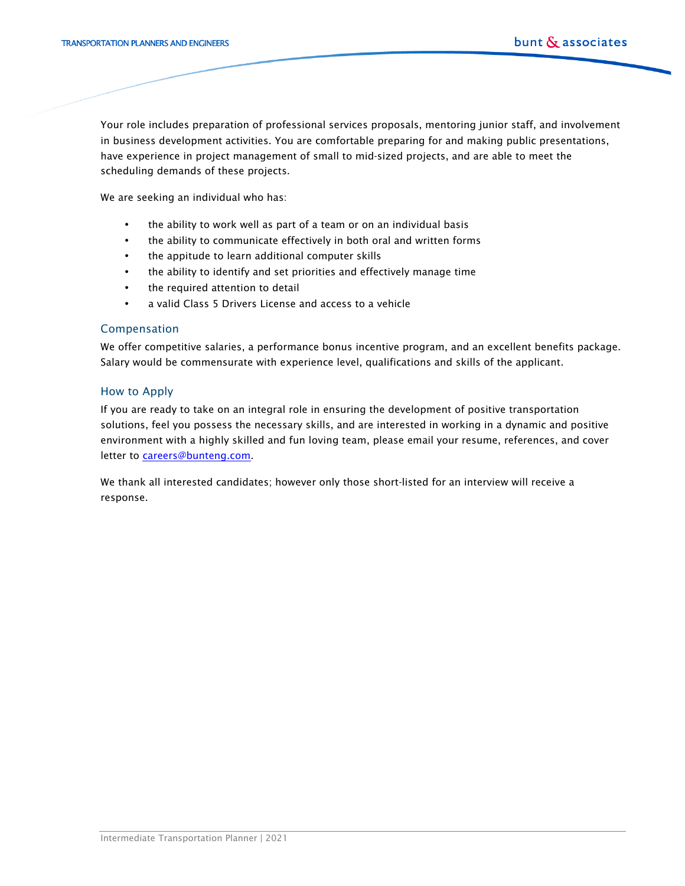Your role includes preparation of professional services proposals, mentoring junior staff, and involvement in business development activities. You are comfortable preparing for and making public presentations, have experience in project management of small to mid-sized projects, and are able to meet the scheduling demands of these projects.

We are seeking an individual who has:

- the ability to work well as part of a team or on an individual basis
- the ability to communicate effectively in both oral and written forms
- the appitude to learn additional computer skills
- the ability to identify and set priorities and effectively manage time
- the required attention to detail
- a valid Class 5 Drivers License and access to a vehicle

## Compensation

We offer competitive salaries, a performance bonus incentive program, and an excellent benefits package. Salary would be commensurate with experience level, qualifications and skills of the applicant.

## How to Apply

If you are ready to take on an integral role in ensuring the development of positive transportation solutions, feel you possess the necessary skills, and are interested in working in a dynamic and positive environment with a highly skilled and fun loving team, please email your resume, references, and cover letter to careers@bunteng.com.

We thank all interested candidates; however only those short-listed for an interview will receive a response.